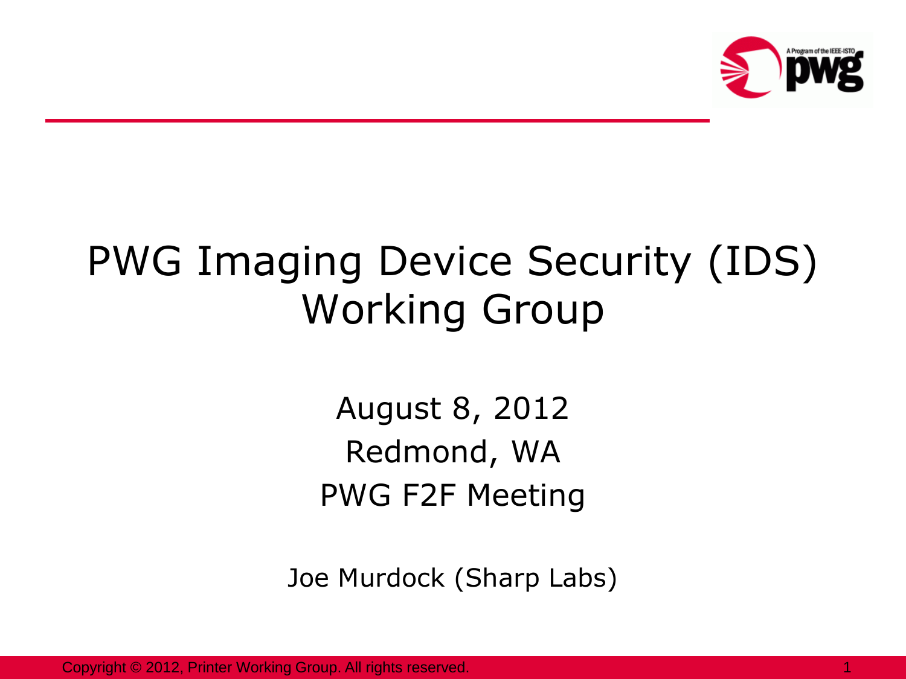# PWG Imaging Device Security (IDS) Working Group

August 8, 2012

Redmond, WA

PWG F2F Meeting

Joe Murdock (Sharp Labs)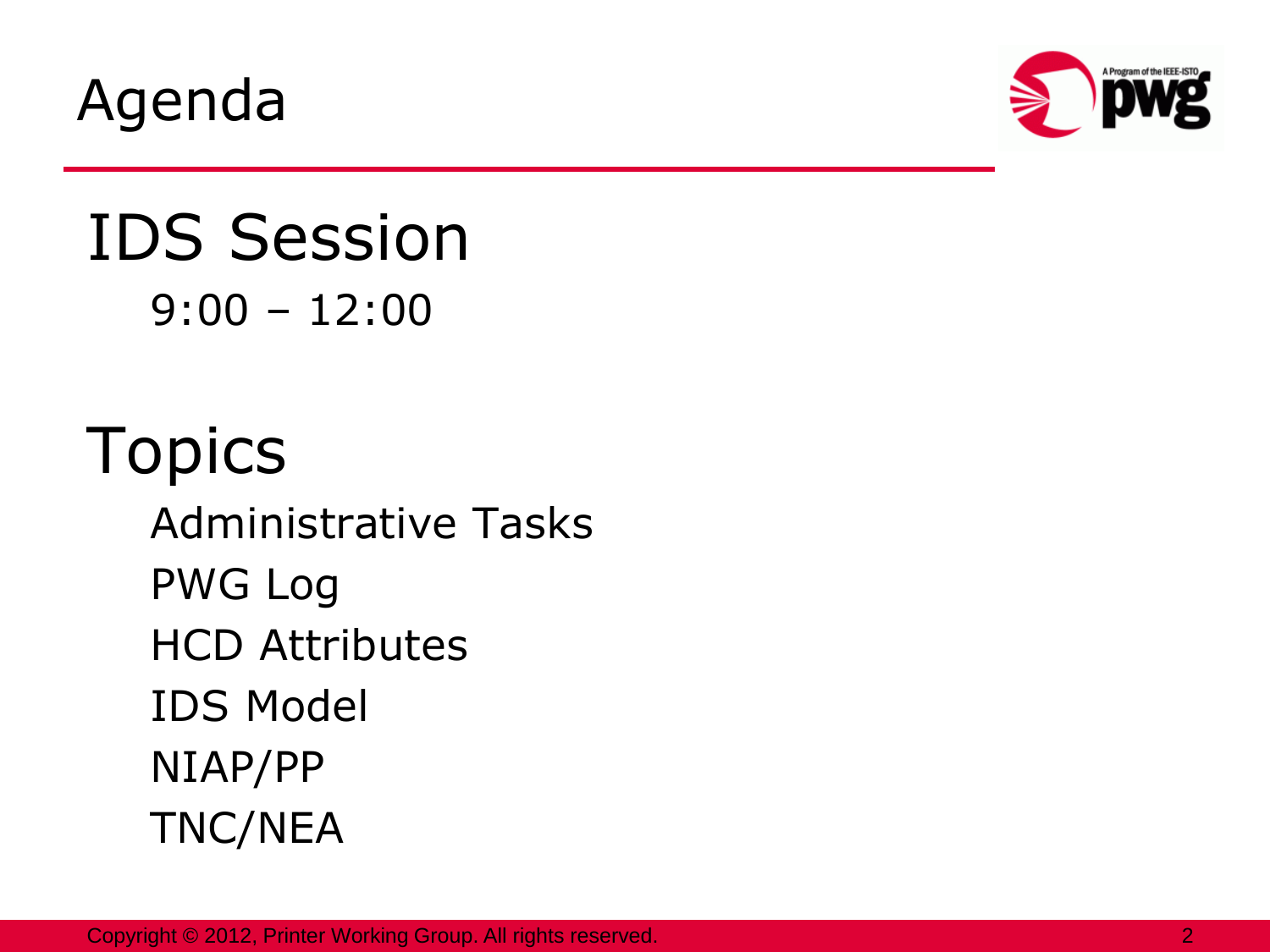# Agenda

## IDS Session

9:00 – 12:00

## Topics

- Administrative Tasks
- PWG Log
- HCD Attributes
- IDS Model
- NIAP/PP
- TNC/NEA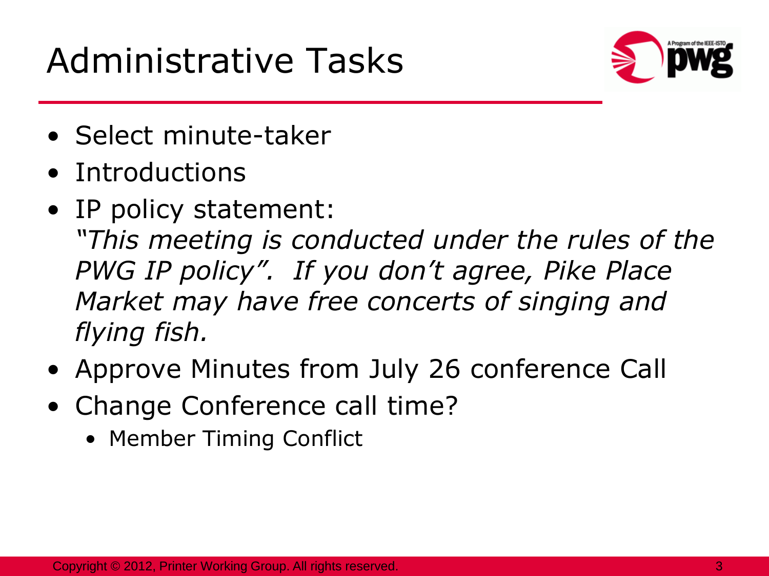# Administrative Tasks

- Select minute-taker
- Introductions
- IP policy statement:
  *"This meeting is conducted under the rules of the PWG IP policy". If you don't agree, Pike Place Market may have free concerts of singing and flying fish.*
- Approve Minutes from July 26 conference Call
- Change Conference call time?
  - Member Timing Conflict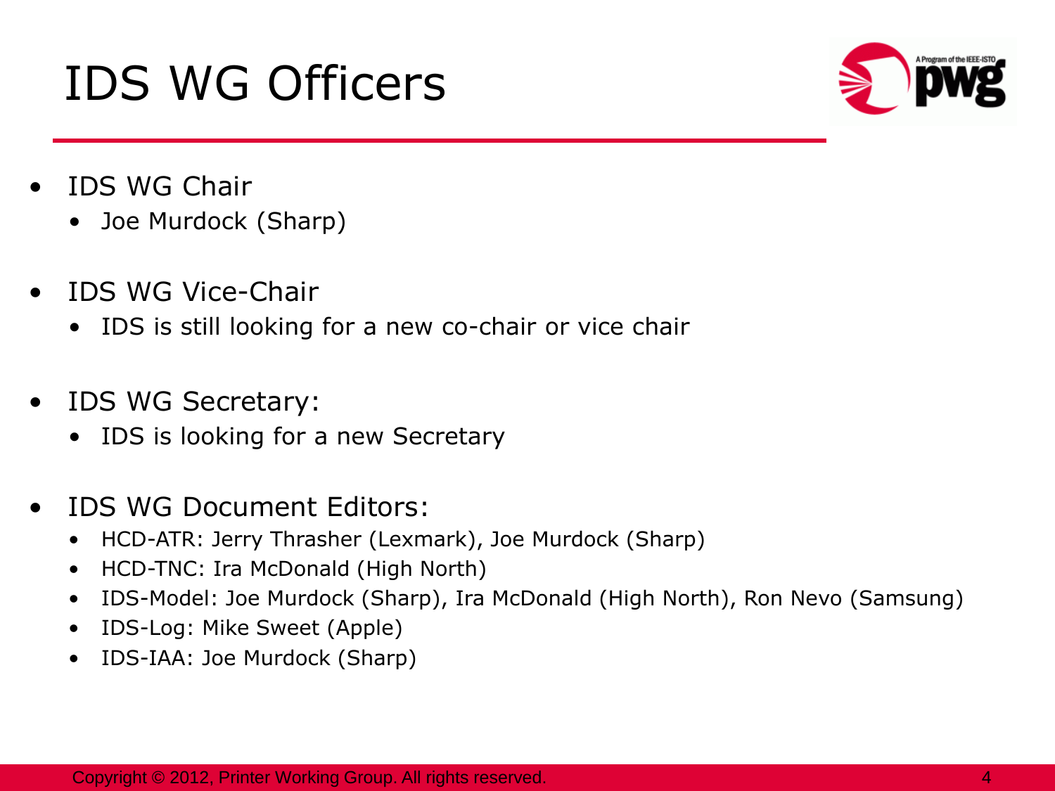# IDS WG Officers

- IDS WG Chair
  - Joe Murdock (Sharp)
- IDS WG Vice-Chair
  - IDS is still looking for a new co-chair or vice chair
- IDS WG Secretary:
  - IDS is looking for a new Secretary
- IDS WG Document Editors:
  - HCD-ATR: Jerry Thrasher (Lexmark), Joe Murdock (Sharp)
  - HCD-TNC: Ira McDonald (High North)
  - IDS-Model: Joe Murdock (Sharp), Ira McDonald (High North), Ron Nevo (Samsung)
  - IDS-Log: Mike Sweet (Apple)
  - IDS-IAA: Joe Murdock (Sharp)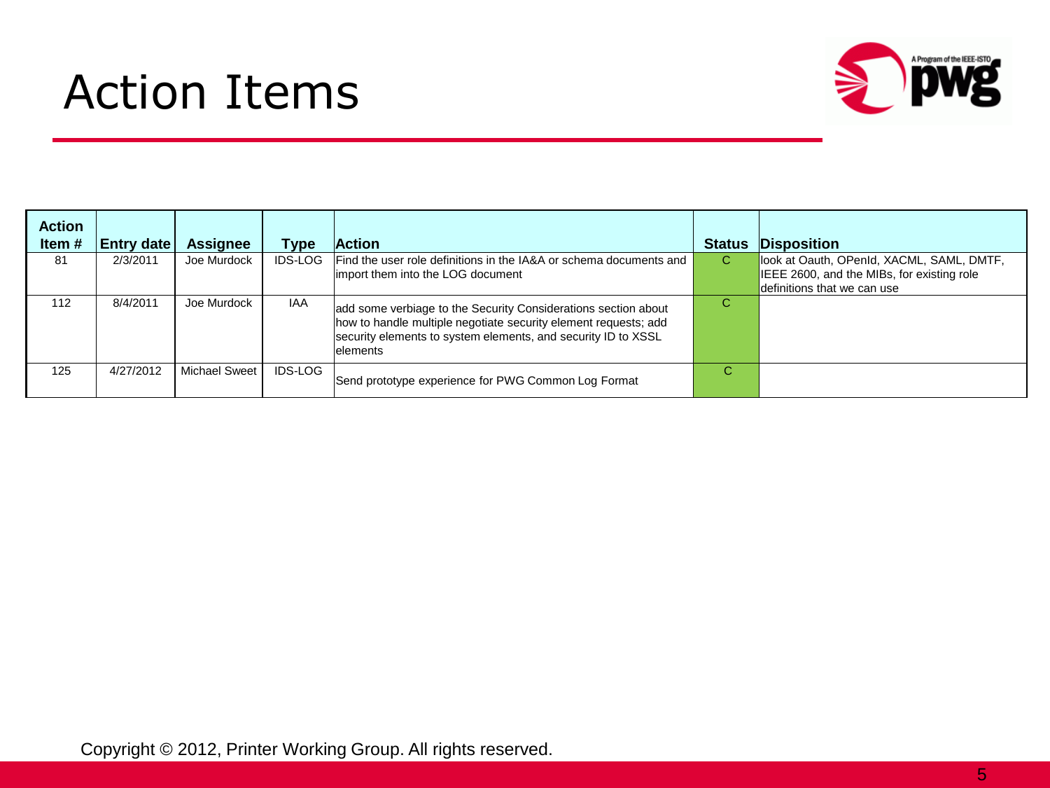# Action Items

| Action Item # | Entry date | Assignee | Type | Action | Status | Disposition |
|---|---|---|---|---|---|---|
| 81 | 2/3/2011 | Joe Murdock | IDS-LOG | Find the user role definitions in the IA&A or schema documents and import them into the LOG document | C | look at Oauth, OPenId, XACML, SAML, DMTF, IEEE 2600, and the MIBs, for existing role definitions that we can use |
| 112 | 8/4/2011 | Joe Murdock | IAA | add some verbiage to the Security Considerations section about how to handle multiple negotiate security element requests; add security elements to system elements, and security ID to XSSL elements | C | |
| 125 | 4/27/2012 | Michael Sweet | IDS-LOG | Send prototype experience for PWG Common Log Format | C | |

Copyright © 2012, Printer Working Group. All rights reserved.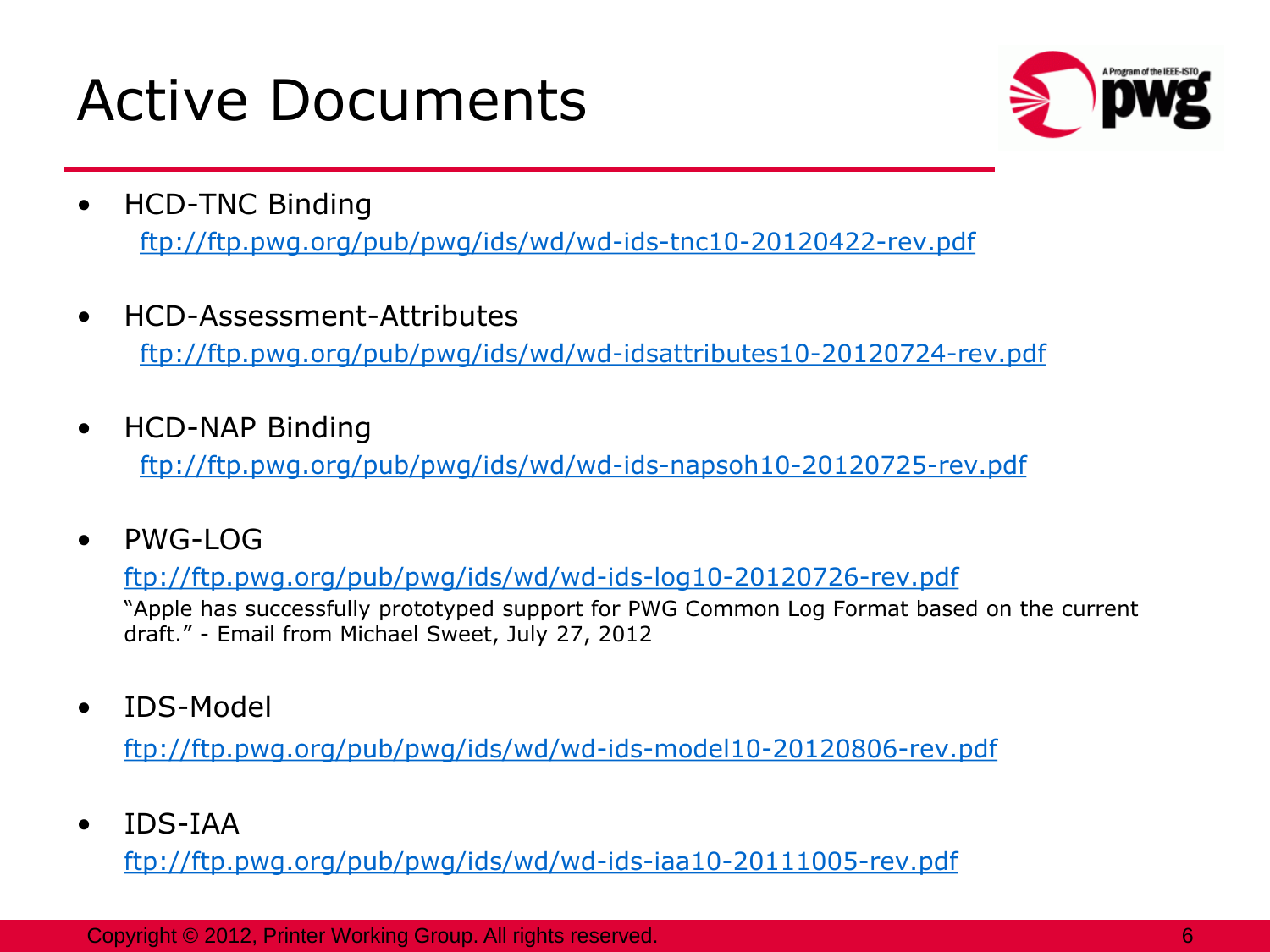# Active Documents

- HCD-TNC Binding
  ftp://ftp.pwg.org/pub/pwg/ids/wd/wd-ids-tnc10-20120422-rev.pdf

- HCD-Assessment-Attributes
  ftp://ftp.pwg.org/pub/pwg/ids/wd/wd-idsattributes10-20120724-rev.pdf

- HCD-NAP Binding
  ftp://ftp.pwg.org/pub/pwg/ids/wd/wd-ids-napsoh10-20120725-rev.pdf

- PWG-LOG
  ftp://ftp.pwg.org/pub/pwg/ids/wd/wd-ids-log10-20120726-rev.pdf
  "Apple has successfully prototyped support for PWG Common Log Format based on the current draft." - Email from Michael Sweet, July 27, 2012

- IDS-Model
  ftp://ftp.pwg.org/pub/pwg/ids/wd/wd-ids-model10-20120806-rev.pdf

- IDS-IAA
  ftp://ftp.pwg.org/pub/pwg/ids/wd/wd-ids-iaa10-20111005-rev.pdf

Copyright © 2012, Printer Working Group. All rights reserved.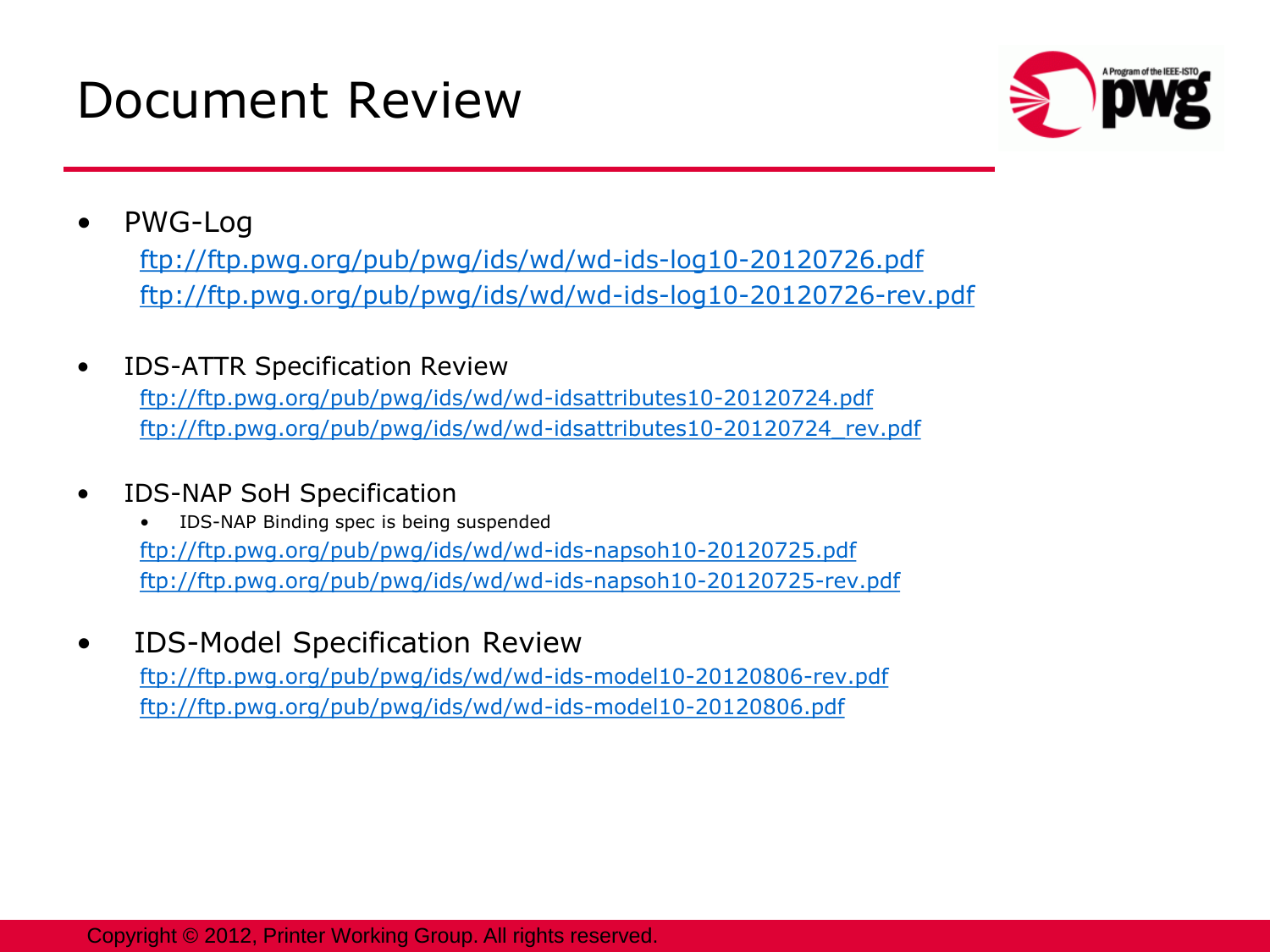# Document Review

- PWG-Log
  ftp://ftp.pwg.org/pub/pwg/ids/wd/wd-ids-log10-20120726.pdf
  ftp://ftp.pwg.org/pub/pwg/ids/wd/wd-ids-log10-20120726-rev.pdf
- IDS-ATTR Specification Review
  ftp://ftp.pwg.org/pub/pwg/ids/wd/wd-idsattributes10-20120724.pdf
  ftp://ftp.pwg.org/pub/pwg/ids/wd/wd-idsattributes10-20120724_rev.pdf
- IDS-NAP SoH Specification
  - IDS-NAP Binding spec is being suspended

  ftp://ftp.pwg.org/pub/pwg/ids/wd/wd-ids-napsoh10-20120725.pdf
  ftp://ftp.pwg.org/pub/pwg/ids/wd/wd-ids-napsoh10-20120725-rev.pdf
- IDS-Model Specification Review
  ftp://ftp.pwg.org/pub/pwg/ids/wd/wd-ids-model10-20120806-rev.pdf
  ftp://ftp.pwg.org/pub/pwg/ids/wd/wd-ids-model10-20120806.pdf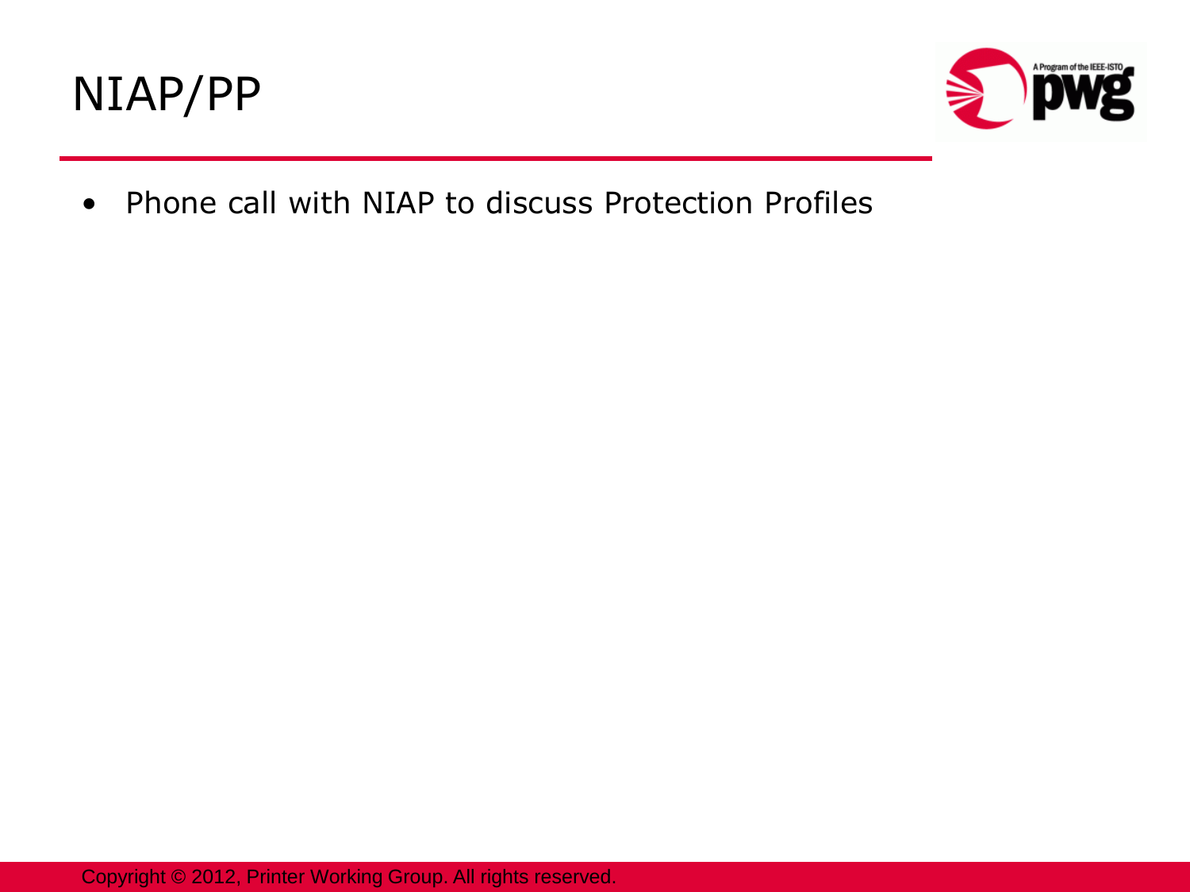# NIAP/PP

- Phone call with NIAP to discuss Protection Profiles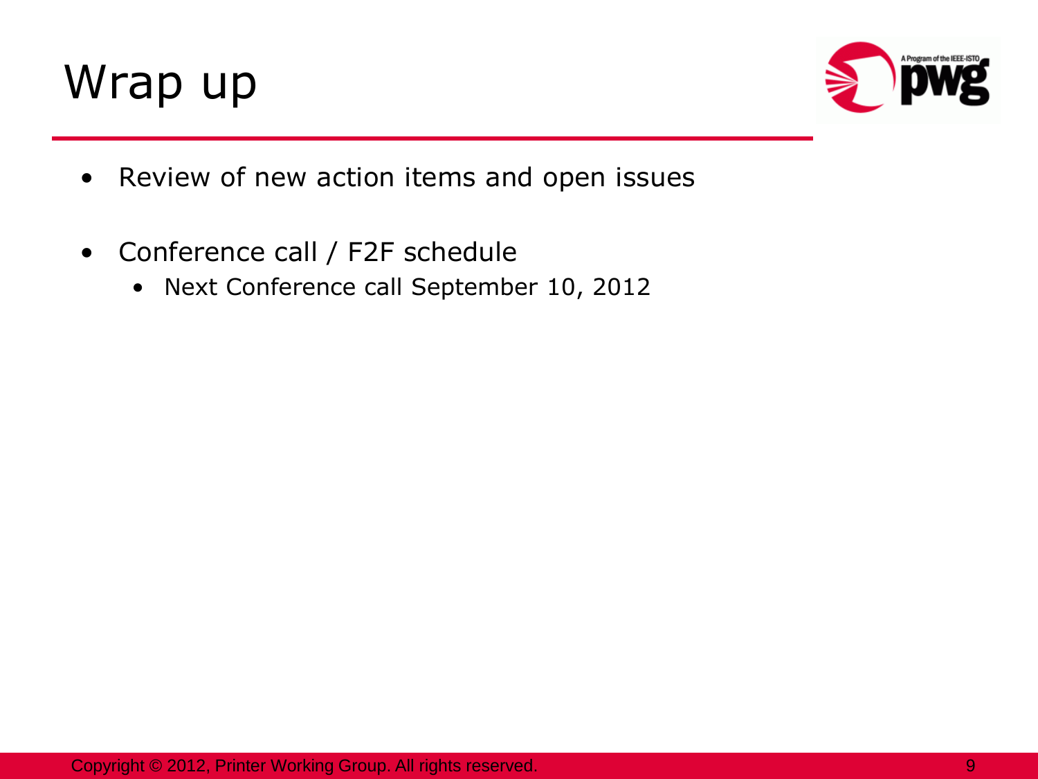# Wrap up

- Review of new action items and open issues
- Conference call / F2F schedule
  - Next Conference call September 10, 2012